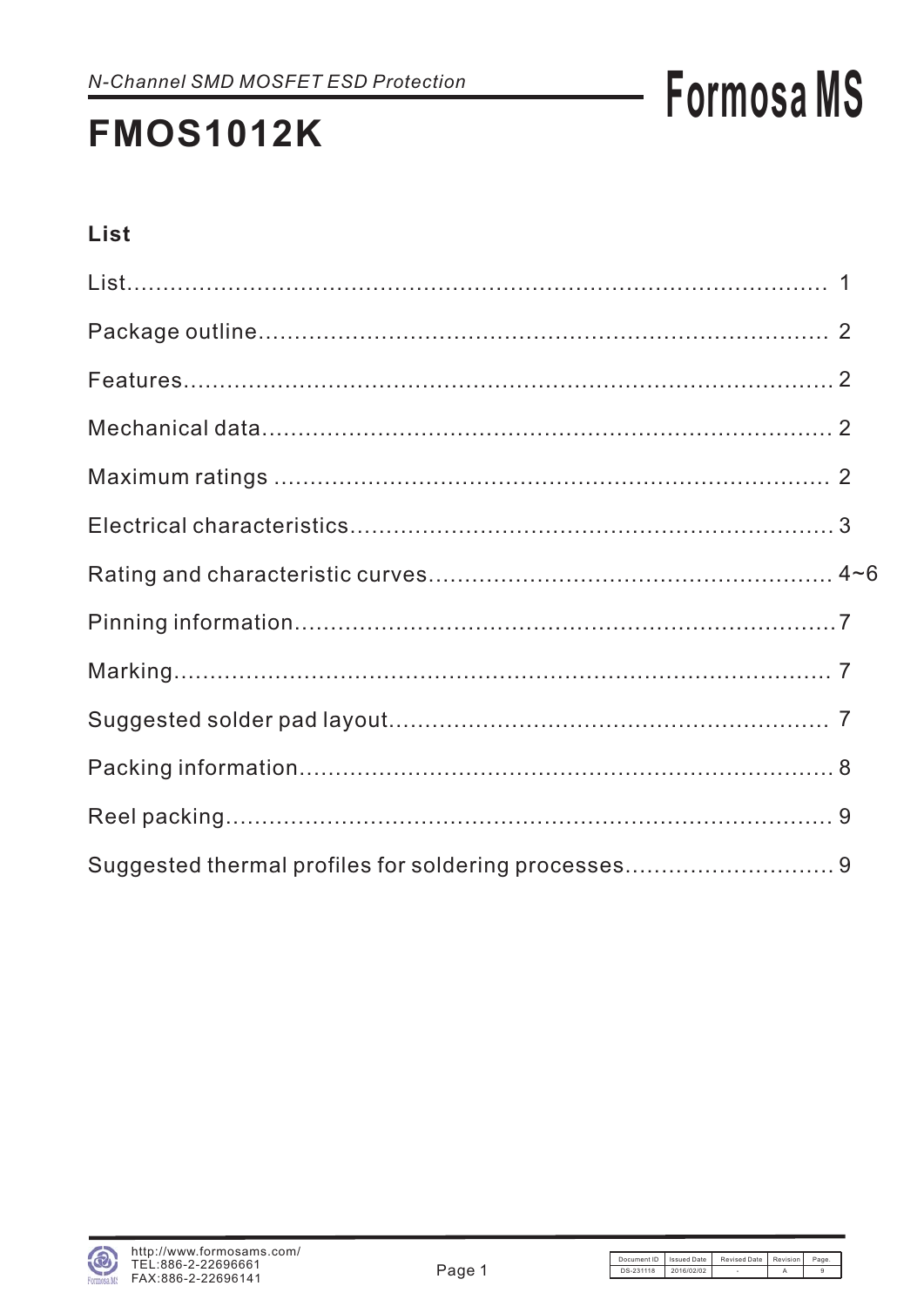*N-Channel SMD MOSFET ESD Protection*

**Formosa MS**

# FMOS1012K

## List

| | |
|---|---|
| List | 1 |
| Package outline | 2 |
| Features | 2 |
| Mechanical data | 2 |
| Maximum ratings | 2 |
| Electrical characteristics | 3 |
| Rating and characteristic curves | 4~6 |
| Pinning information | 7 |
| Marking | 7 |
| Suggested solder pad layout | 7 |
| Packing information | 8 |
| Reel packing | 9 |
| Suggested thermal profiles for soldering processes | 9 |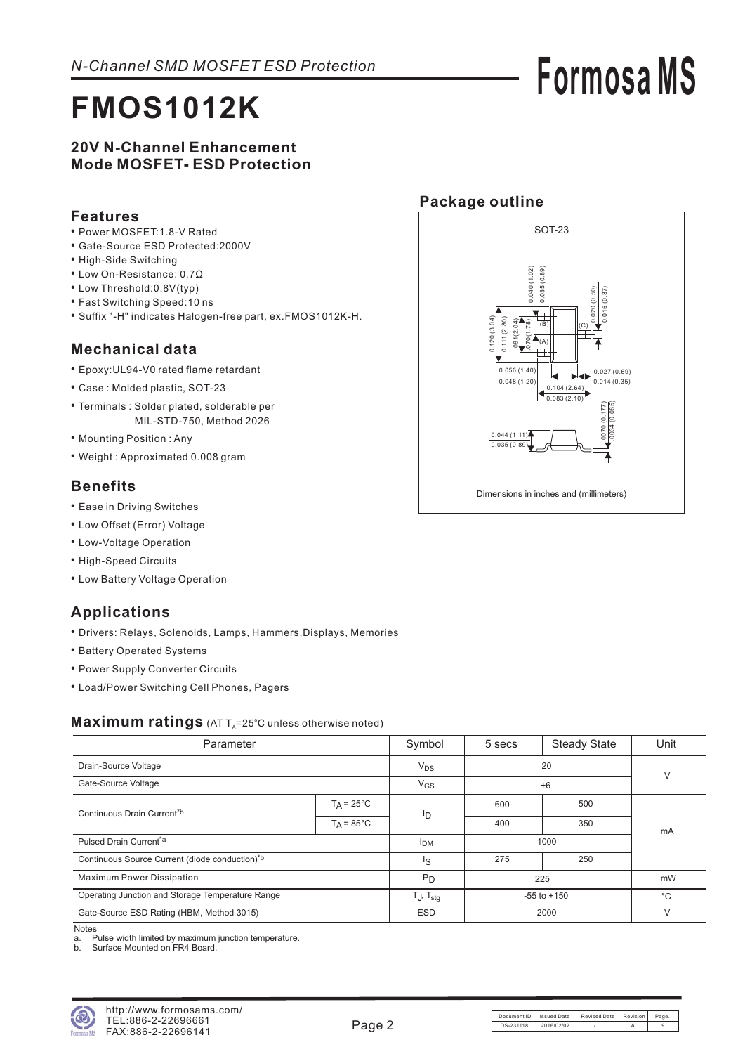*N-Channel SMD MOSFET ESD Protection*

# FMOS1012K

**20V N-Channel Enhancement Mode MOSFET- ESD Protection**

## Features

- Power MOSFET:1.8-V Rated
- Gate-Source ESD Protected:2000V
- High-Side Switching
- Low On-Resistance: 0.7Ω
- Low Threshold:0.8V(typ)
- Fast Switching Speed:10 ns
- Suffix "-H" indicates Halogen-free part, ex.FMOS1012K-H.

## Mechanical data

- Epoxy:UL94-V0 rated flame retardant
- Case : Molded plastic, SOT-23
- Terminals : Solder plated, solderable per MIL-STD-750, Method 2026
- Mounting Position : Any
- Weight : Approximated 0.008 gram

## Benefits

- Ease in Driving Switches
- Low Offset (Error) Voltage
- Low-Voltage Operation
- High-Speed Circuits
- Low Battery Voltage Operation

## Applications

- Drivers: Relays, Solenoids, Lamps, Hammers,Displays, Memories
- Battery Operated Systems
- Power Supply Converter Circuits
- Load/Power Switching Cell Phones, Pagers

## Package outline

SOT-23

Dimensions in inches and (millimeters)

## Maximum ratings (AT $T_A$=25°C unless otherwise noted)

| Parameter | | Symbol | 5 secs | Steady State | Unit |
|---|---|---|---|---|---|
| Drain-Source Voltage | | $V_{DS}$ | 20 | | V |
| Gate-Source Voltage | | $V_{GS}$ | ±6 | | |
| Continuous Drain Current[*b] | $T_A$ = 25°C | $I_D$ | 600 | 500 | mA |
| | $T_A$ = 85°C | | 400 | 350 | |
| Pulsed Drain Current[*a] | | $I_{DM}$ | 1000 | | |
| Continuous Source Current (diode conduction)[*b] | | $I_S$ | 275 | 250 | |
| Maximum Power Dissipation | | $P_D$ | 225 | | mW |
| Operating Junction and Storage Temperature Range | | $T_J$, $T_{stg}$ | -55 to +150 | | °C |
| Gate-Source ESD Rating (HBM, Method 3015) | | ESD | 2000 | | V |

Notes
a. Pulse width limited by maximum junction temperature.
b. Surface Mounted on FR4 Board.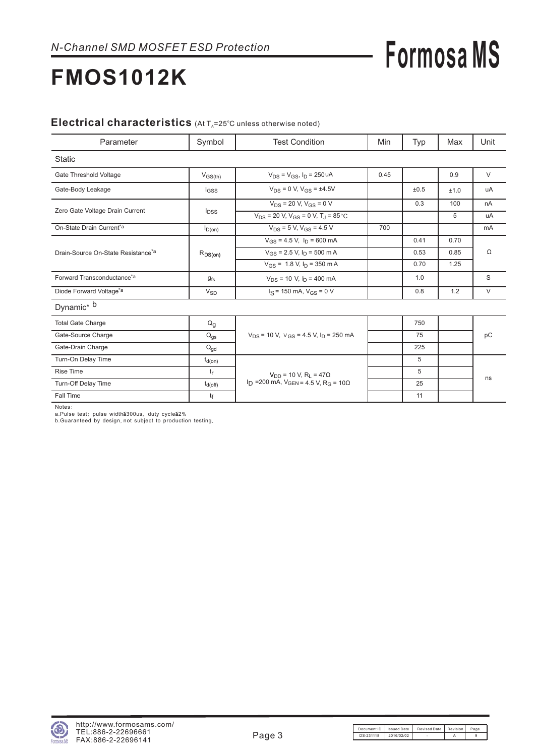*N-Channel SMD MOSFET ESD Protection*

# FMOS1012K

## Electrical characteristics (At $T_A$=25°C unless otherwise noted)

| Parameter | Symbol | Test Condition | Min | Typ | Max | Unit |
|---|---|---|---|---|---|---|
| Static | | | | | | |
| Gate Threshold Voltage | $V_{GS(th)}$ | $V_{DS} = V_{GS}$, $I_D$ = 250uA | 0.45 | | 0.9 | V |
| Gate-Body Leakage | $I_{GSS}$ | $V_{DS}$ = 0 V, $V_{GS}$ = ±4.5V | | ±0.5 | ±1.0 | uA |
| Zero Gate Voltage Drain Current | $I_{DSS}$ | $V_{DS}$ = 20 V, $V_{GS}$ = 0 V | | 0.3 | 100 | nA |
| | | $V_{DS}$ = 20 V, $V_{GS}$ = 0 V, $T_J$ = 85°C | | | 5 | uA |
| On-State Drain Current*[a] | $I_{D(on)}$ | $V_{DS}$ = 5 V, $V_{GS}$ = 4.5 V | 700 | | | mA |
| Drain-Source On-State Resistance*[a] | $R_{DS(on)}$ | $V_{GS}$ = 4.5 V, $I_D$ = 600 mA | | 0.41 | 0.70 | Ω |
| | | $V_{GS}$ = 2.5 V, $I_D$ = 500 m A | | 0.53 | 0.85 | |
| | | $V_{GS}$ = 1.8 V, $I_D$ = 350 m A | | 0.70 | 1.25 | |
| Forward Transconductance*[a] | $g_{fs}$ | $V_{DS}$ = 10 V, $I_D$ = 400 mA | | 1.0 | | S |
| Diode Forward Voltage*[a] | $V_{SD}$ | $I_S$ = 150 mA, $V_{GS}$ = 0 V | | 0.8 | 1.2 | V |
| Dynamic*[b] | | | | | | |
| Total Gate Charge | $Q_g$ | $V_{DS}$ = 10 V, $V_{GS}$ = 4.5 V, $I_D$ = 250 mA | | 750 | | pC |
| Gate-Source Charge | $Q_{gs}$ | | | 75 | | |
| Gate-Drain Charge | $Q_{gd}$ | | | 225 | | |
| Turn-On Delay Time | $t_{d(on)}$ | $V_{DD}$ = 10 V, $R_L$ = 47Ω, $I_D$ =200 mA, $V_{GEN}$ = 4.5 V, $R_G$ = 10Ω | | 5 | | ns |
| Rise Time | $t_r$ | | | 5 | | |
| Turn-Off Delay Time | $t_{d(off)}$ | | | 25 | | |
| Fall Time | $t_f$ | | | 11 | | |

Notes:
a.Pulse test; pulse width≦300us, duty cycle≦2%
b.Guaranteed by design, not subject to production testing.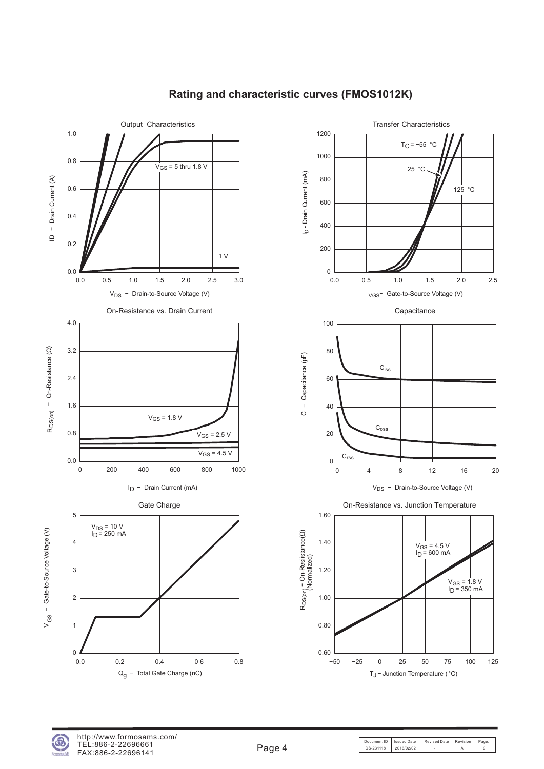# Rating and characteristic curves (FMOS1012K)

Output Characteristics

$V_{GS}$ = 5 thru 1.8 V

1 V

ID – Drain Current (A)

$V_{DS}$ – Drain-to-Source Voltage (V)

Transfer Characteristics

$T_C$ = −55 °C

25 °C

125 °C

$I_D$ - Drain Current (mA)

$V_{GS}$ – Gate-to-Source Voltage (V)

On-Resistance vs. Drain Current

$V_{GS}$ = 1.8 V

$V_{GS}$ = 2.5 V

$V_{GS}$ = 4.5 V

$R_{DS(on)}$ – On-Resistance (Ω)

$I_D$ – Drain Current (mA)

Capacitance

$C_{iss}$

$C_{oss}$

$C_{rss}$

C – Capacitance (pF)

$V_{DS}$ – Drain-to-Source Voltage (V)

Gate Charge

$V_{DS}$ = 10 V
$I_D$ = 250 mA

$V_{GS}$ – Gate-to-Source Voltage (V)

$Q_g$ – Total Gate Charge (nC)

On-Resistance vs. Junction Temperature

$V_{GS}$ = 4.5 V
$I_D$ = 600 mA

$V_{GS}$ = 1.8 V
$I_D$ = 350 mA

$R_{DS(on)}$ – On-Resistance(Ω) (Normalized)

$T_J$ – Junction Temperature (°C)

http://www.formosams.com/
TEL:886-2-22696661
FAX:886-2-22696141

| Document ID | Issued Date | Revised Date | Revision | Page. |
|---|---|---|---|---|
| DS-231118 | 2016/02/02 | - | A | 9 |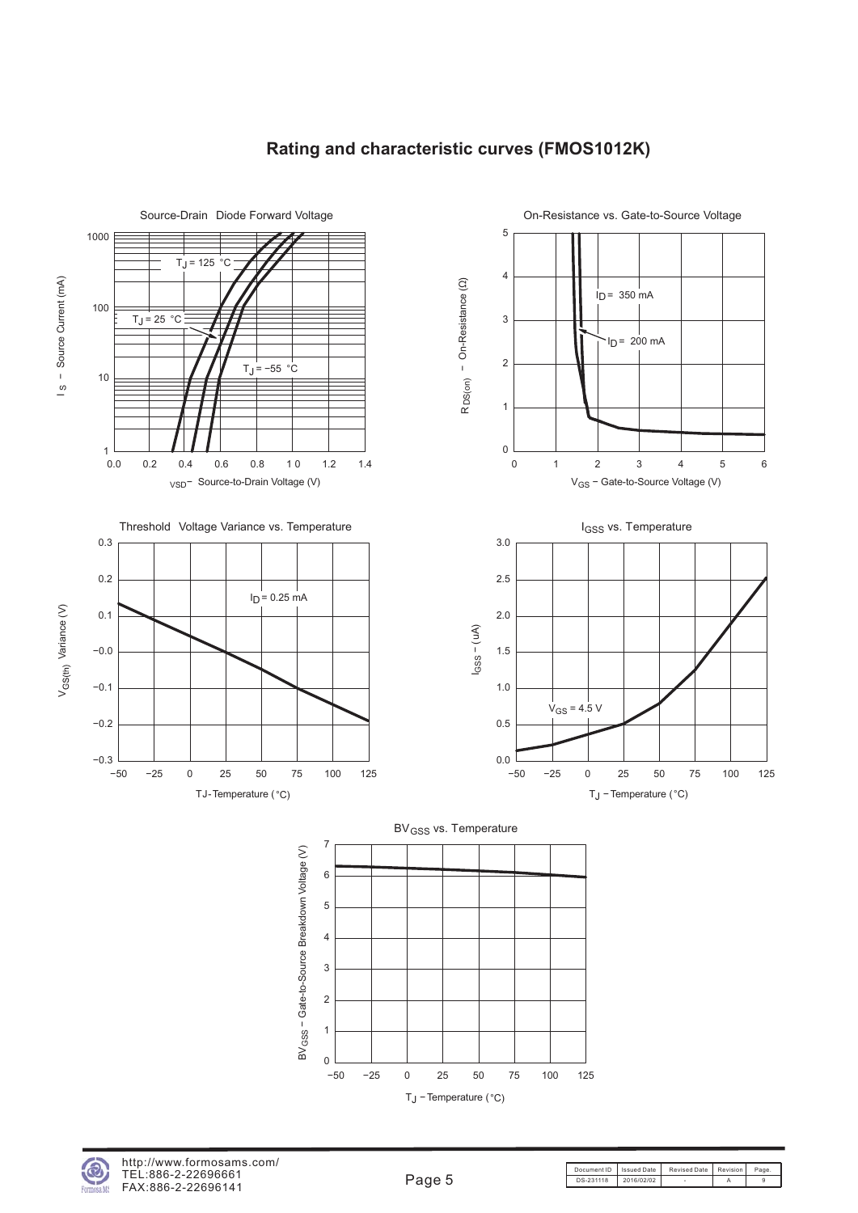## Rating and characteristic curves (FMOS1012K)

**Source-Drain Diode Forward Voltage**

$I_S$ − Source Current (mA) vs. $V_{SD}$ − Source-to-Drain Voltage (V)

$T_J$ = 125 °C, $T_J$ = 25 °C, $T_J$ = −55 °C

**On-Resistance vs. Gate-to-Source Voltage**

$R_{DS(on)}$ − On-Resistance (Ω) vs. $V_{GS}$ − Gate-to-Source Voltage (V)

$I_D$ = 350 mA, $I_D$ = 200 mA

**Threshold Voltage Variance vs. Temperature**

$V_{GS(th)}$ Variance (V) vs. TJ-Temperature (°C)

$I_D$ = 0.25 mA

**$I_{GSS}$ vs. Temperature**

$I_{GSS}$ − (uA) vs. $T_J$ − Temperature (°C)

$V_{GS}$ = 4.5 V

**$BV_{GSS}$ vs. Temperature**

$BV_{GSS}$ − Gate-to-Source Breakdown Voltage (V) vs. $T_J$ − Temperature (°C)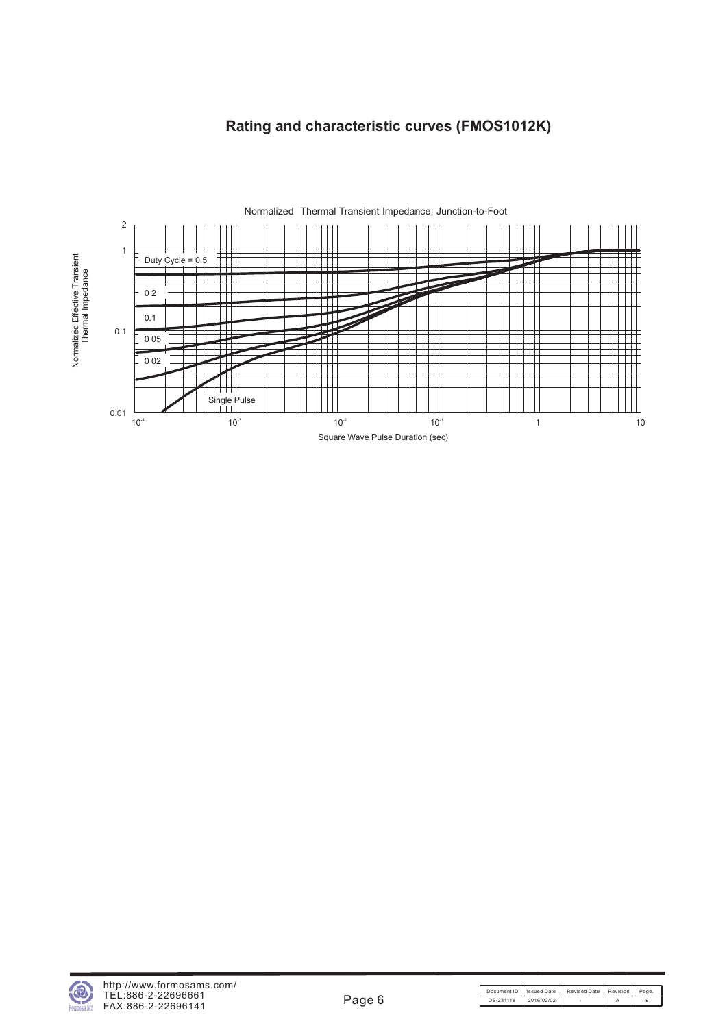# Rating and characteristic curves (FMOS1012K)

Normalized Thermal Transient Impedance, Junction-to-Foot

Normalized Effective Transient Thermal Impedance

2

1

0.1

0.01

Duty Cycle = 0.5

0 2

0.1

0 05

0 02

Single Pulse

$10^{-4}$ $10^{-3}$ $10^{-2}$ $10^{-1}$ 1 10

Square Wave Pulse Duration (sec)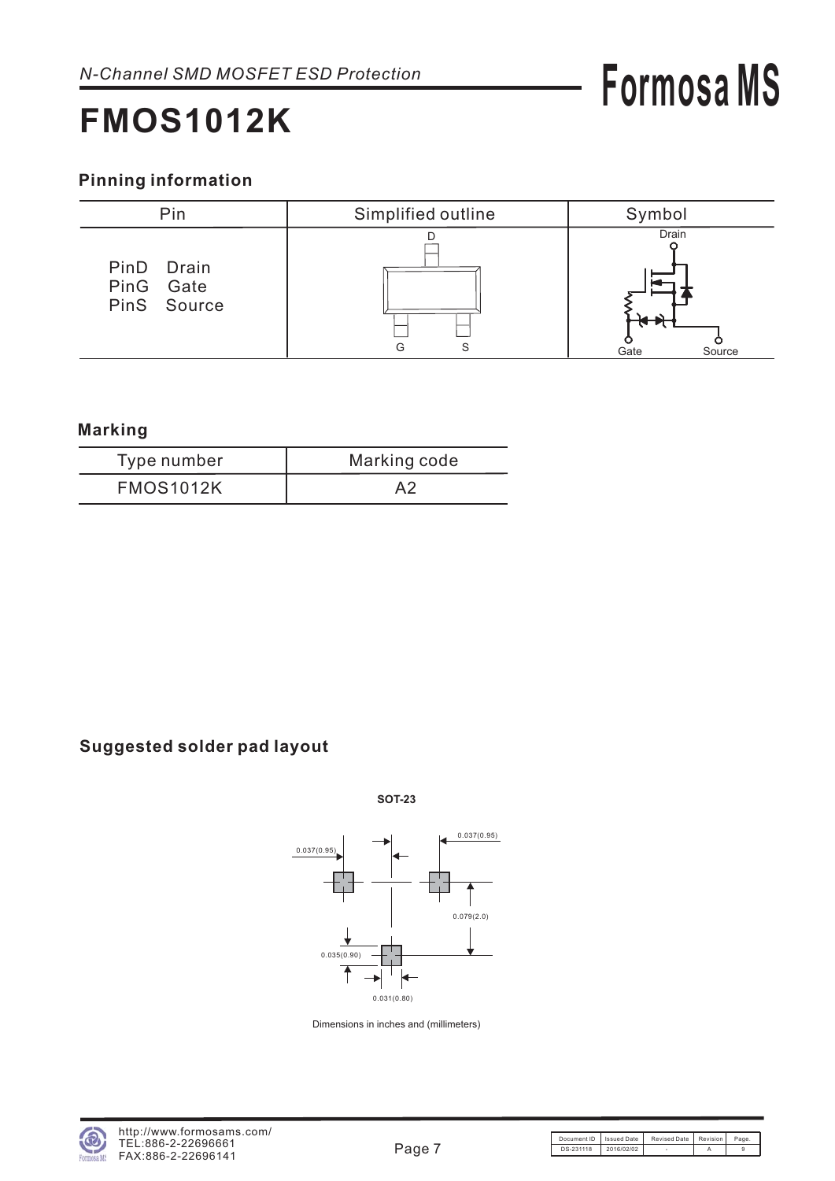# FMOS1012K

## Pinning information

| Pin | Simplified outline | Symbol |
|---|---|---|
| PinD Drain<br>PinG Gate<br>PinS Source | D<br>G S | Drain<br>Gate Source |

## Marking

| Type number | Marking code |
|---|---|
| FMOS1012K | A2 |

## Suggested solder pad layout

SOT-23

0.037(0.95)
0.037(0.95)
0.079(2.0)
0.035(0.90)
0.031(0.80)

Dimensions in inches and (millimeters)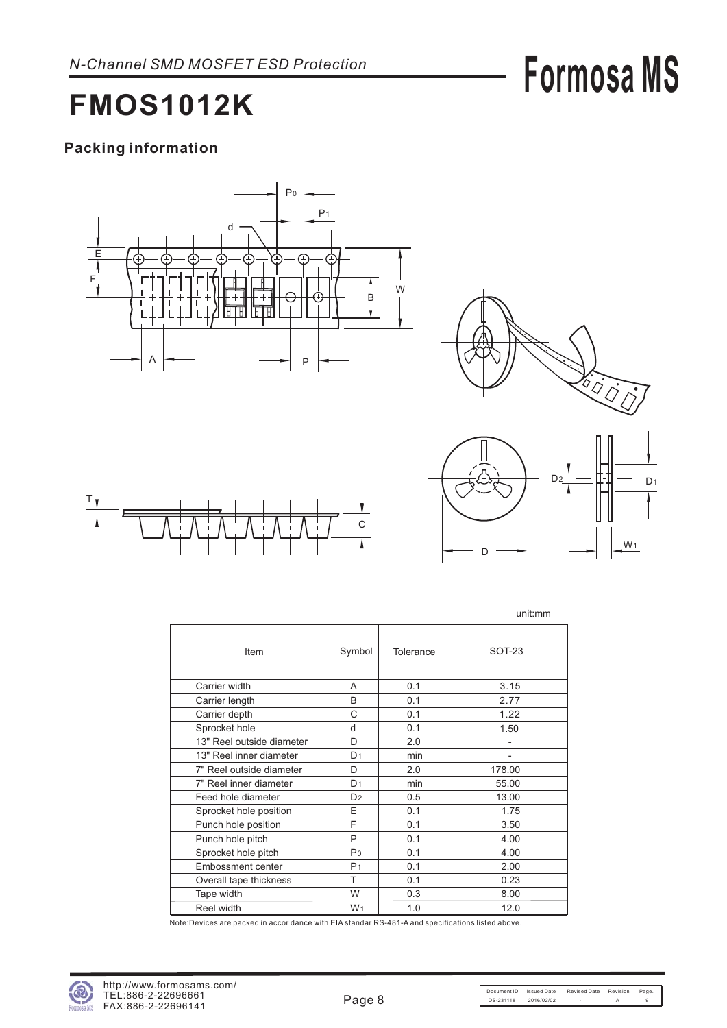# FMOS1012K

## Packing information

unit:mm

| Item | Symbol | Tolerance | SOT-23 |
|---|---|---|---|
| Carrier width | A | 0.1 | 3.15 |
| Carrier length | B | 0.1 | 2.77 |
| Carrier depth | C | 0.1 | 1.22 |
| Sprocket hole | d | 0.1 | 1.50 |
| 13" Reel outside diameter | D | 2.0 | - |
| 13" Reel inner diameter | $D_1$ | min | - |
| 7" Reel outside diameter | D | 2.0 | 178.00 |
| 7" Reel inner diameter | $D_1$ | min | 55.00 |
| Feed hole diameter | $D_2$ | 0.5 | 13.00 |
| Sprocket hole position | E | 0.1 | 1.75 |
| Punch hole position | F | 0.1 | 3.50 |
| Punch hole pitch | P | 0.1 | 4.00 |
| Sprocket hole pitch | $P_0$ | 0.1 | 4.00 |
| Embossment center | $P_1$ | 0.1 | 2.00 |
| Overall tape thickness | T | 0.1 | 0.23 |
| Tape width | W | 0.3 | 8.00 |
| Reel width | $W_1$ | 1.0 | 12.0 |

Note:Devices are packed in accor dance with EIA standar RS-481-A and specifications listed above.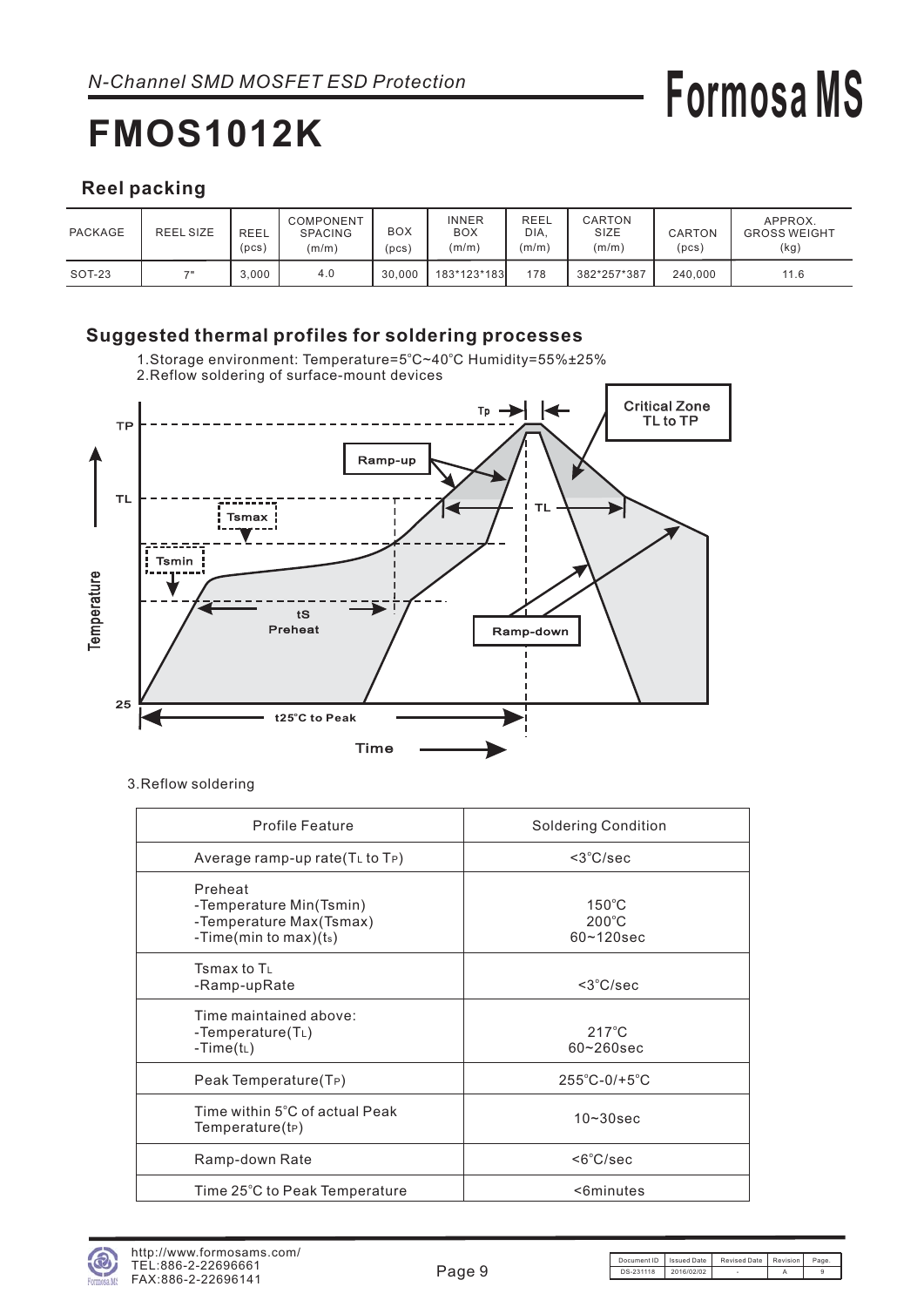## Reel packing

| PACKAGE | REEL SIZE | REEL (pcs) | COMPONENT SPACING (m/m) | BOX (pcs) | INNER BOX (m/m) | REEL DIA. (m/m) | CARTON SIZE (m/m) | CARTON (pcs) | APPROX. GROSS WEIGHT (kg) |
|---|---|---|---|---|---|---|---|---|---|
| SOT-23 | 7" | 3,000 | 4.0 | 30,000 | 183*123*183 | 178 | 382*257*387 | 240,000 | 11.6 |

## Suggested thermal profiles for soldering processes

1.Storage environment: Temperature=5°C~40°C Humidity=55%±25%

2.Reflow soldering of surface-mount devices

Critical Zone TL to TP

Tp

TP

Ramp-up

TL

TL

Tsmax

Tsmin

tS

Preheat

Ramp-down

Temperature

25

t25°C to Peak

Time

3.Reflow soldering

| Profile Feature | Soldering Condition |
|---|---|
| Average ramp-up rate($T_L$ to $T_P$) | <3°C/sec |
| Preheat<br>-Temperature Min(Tsmin)<br>-Temperature Max(Tsmax)<br>-Time(min to max)($t_s$) | 150°C<br>200°C<br>60~120sec |
| Tsmax to $T_L$<br>-Ramp-upRate | <3°C/sec |
| Time maintained above:<br>-Temperature($T_L$)<br>-Time($t_L$) | 217°C<br>60~260sec |
| Peak Temperature($T_P$) | 255°C-0/+5°C |
| Time within 5°C of actual Peak Temperature($t_P$) | 10~30sec |
| Ramp-down Rate | <6°C/sec |
| Time 25°C to Peak Temperature | <6minutes |